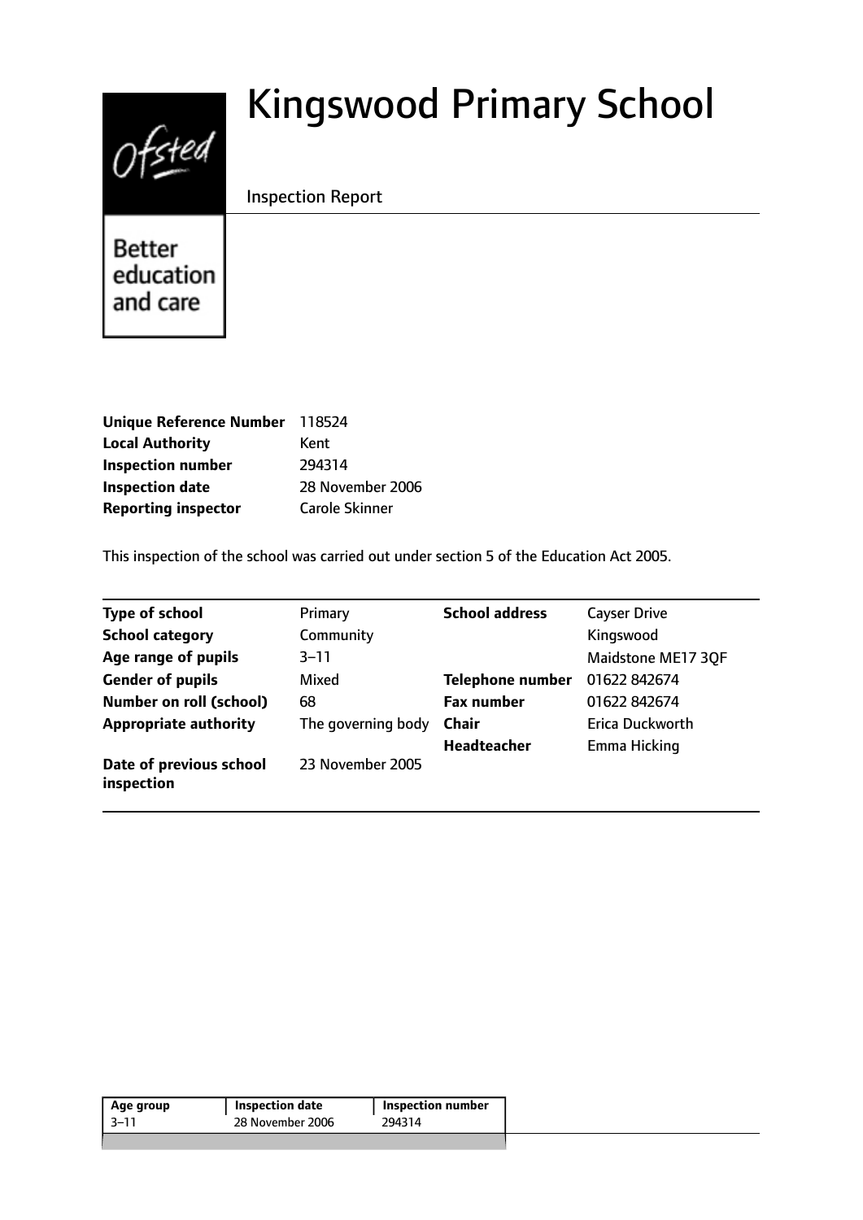# Kingswood Primary School

Inspection Report

Ofsted

Better education and care

| | |
|---|---|
| **Unique Reference Number** | 118524 |
| **Local Authority** | Kent |
| **Inspection number** | 294314 |
| **Inspection date** | 28 November 2006 |
| **Reporting inspector** | Carole Skinner |

This inspection of the school was carried out under section 5 of the Education Act 2005.

| | | | |
|---|---|---|---|
| **Type of school** | Primary | **School address** | Cayser Drive |
| **School category** | Community | | Kingswood |
| **Age range of pupils** | 3–11 | | Maidstone ME17 3QF |
| **Gender of pupils** | Mixed | **Telephone number** | 01622 842674 |
| **Number on roll (school)** | 68 | **Fax number** | 01622 842674 |
| **Appropriate authority** | The governing body | **Chair** | Erica Duckworth |
| | | **Headteacher** | Emma Hicking |
| **Date of previous school inspection** | 23 November 2005 | | |

| Age group | Inspection date | Inspection number |
|---|---|---|
| 3–11 | 28 November 2006 | 294314 |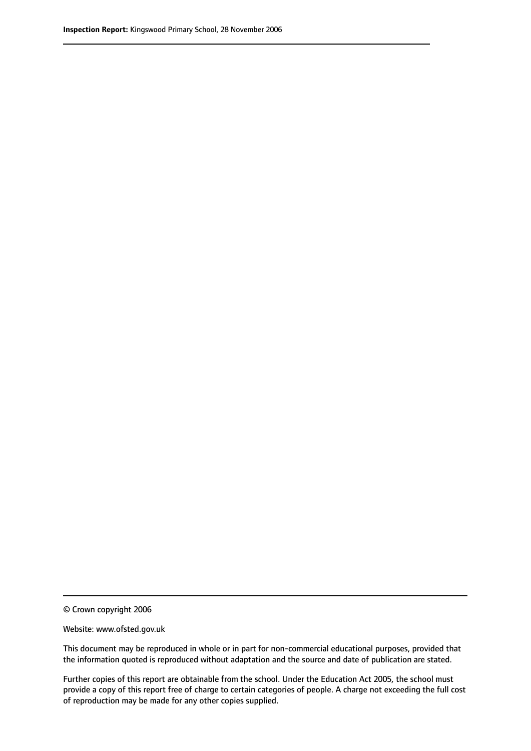© Crown copyright 2006

Website: www.ofsted.gov.uk

This document may be reproduced in whole or in part for non-commercial educational purposes, provided that the information quoted is reproduced without adaptation and the source and date of publication are stated.

Further copies of this report are obtainable from the school. Under the Education Act 2005, the school must provide a copy of this report free of charge to certain categories of people. A charge not exceeding the full cost of reproduction may be made for any other copies supplied.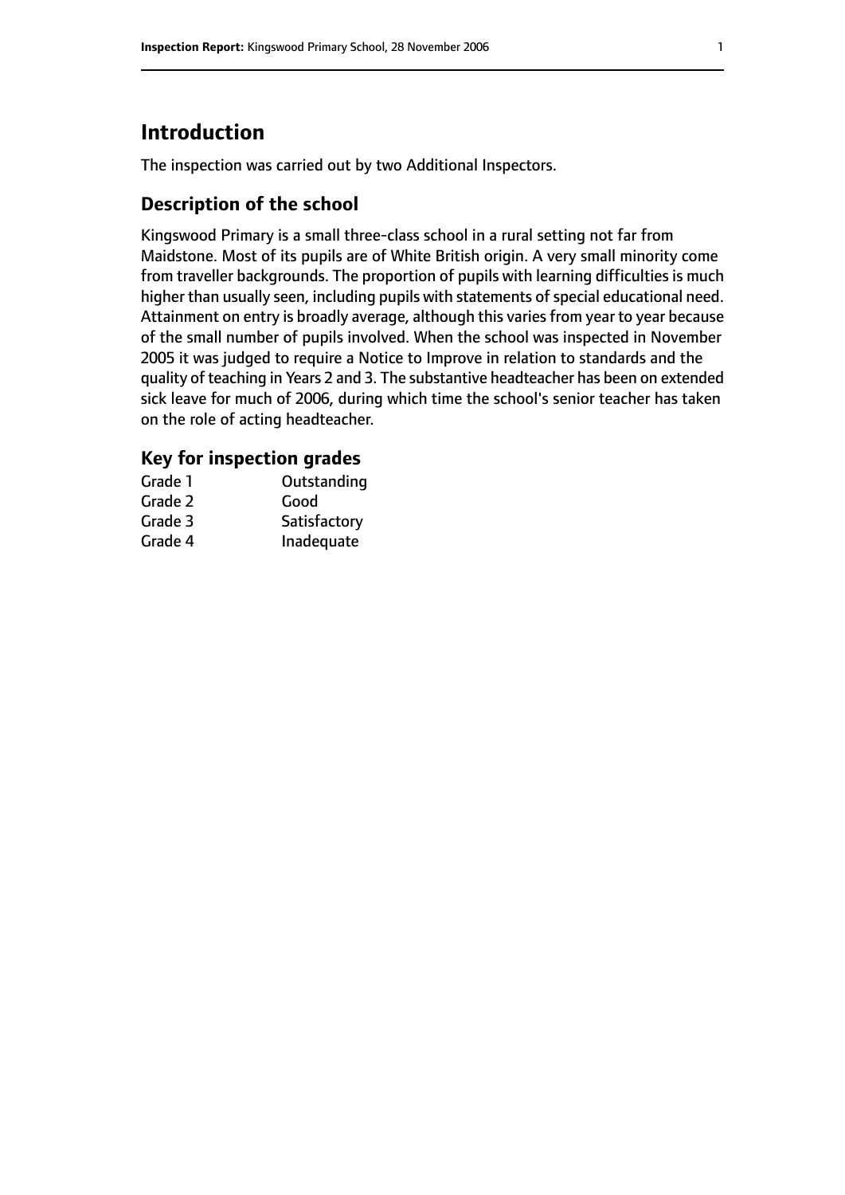# Introduction

The inspection was carried out by two Additional Inspectors.

## Description of the school

Kingswood Primary is a small three-class school in a rural setting not far from Maidstone. Most of its pupils are of White British origin. A very small minority come from traveller backgrounds. The proportion of pupils with learning difficulties is much higher than usually seen, including pupils with statements of special educational need. Attainment on entry is broadly average, although this varies from year to year because of the small number of pupils involved. When the school was inspected in November 2005 it was judged to require a Notice to Improve in relation to standards and the quality of teaching in Years 2 and 3. The substantive headteacher has been on extended sick leave for much of 2006, during which time the school's senior teacher has taken on the role of acting headteacher.

## Key for inspection grades

| | |
|---|---|
| Grade 1 | Outstanding |
| Grade 2 | Good |
| Grade 3 | Satisfactory |
| Grade 4 | Inadequate |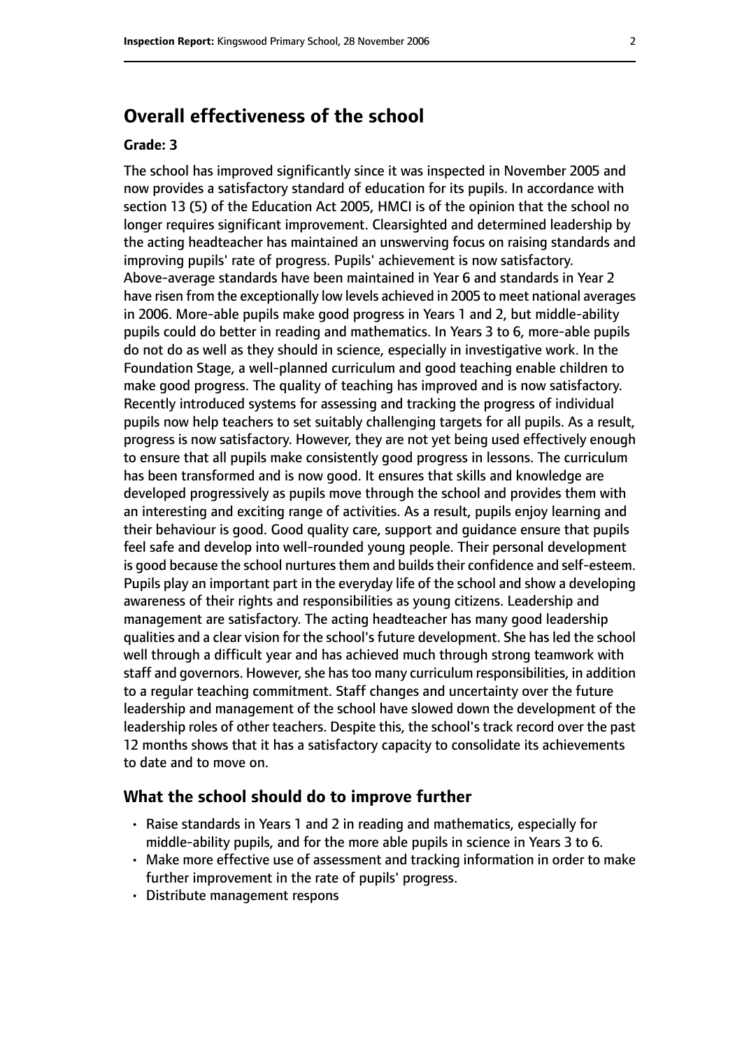## Overall effectiveness of the school

#### Grade: 3

The school has improved significantly since it was inspected in November 2005 and now provides a satisfactory standard of education for its pupils. In accordance with section 13 (5) of the Education Act 2005, HMCI is of the opinion that the school no longer requires significant improvement. Clearsighted and determined leadership by the acting headteacher has maintained an unswerving focus on raising standards and improving pupils' rate of progress. Pupils' achievement is now satisfactory. Above-average standards have been maintained in Year 6 and standards in Year 2 have risen from the exceptionally low levels achieved in 2005 to meet national averages in 2006. More-able pupils make good progress in Years 1 and 2, but middle-ability pupils could do better in reading and mathematics. In Years 3 to 6, more-able pupils do not do as well as they should in science, especially in investigative work. In the Foundation Stage, a well-planned curriculum and good teaching enable children to make good progress. The quality of teaching has improved and is now satisfactory. Recently introduced systems for assessing and tracking the progress of individual pupils now help teachers to set suitably challenging targets for all pupils. As a result, progress is now satisfactory. However, they are not yet being used effectively enough to ensure that all pupils make consistently good progress in lessons. The curriculum has been transformed and is now good. It ensures that skills and knowledge are developed progressively as pupils move through the school and provides them with an interesting and exciting range of activities. As a result, pupils enjoy learning and their behaviour is good. Good quality care, support and guidance ensure that pupils feel safe and develop into well-rounded young people. Their personal development is good because the school nurtures them and builds their confidence and self-esteem. Pupils play an important part in the everyday life of the school and show a developing awareness of their rights and responsibilities as young citizens. Leadership and management are satisfactory. The acting headteacher has many good leadership qualities and a clear vision for the school's future development. She has led the school well through a difficult year and has achieved much through strong teamwork with staff and governors. However, she has too many curriculum responsibilities, in addition to a regular teaching commitment. Staff changes and uncertainty over the future leadership and management of the school have slowed down the development of the leadership roles of other teachers. Despite this, the school's track record over the past 12 months shows that it has a satisfactory capacity to consolidate its achievements to date and to move on.

### What the school should do to improve further

- Raise standards in Years 1 and 2 in reading and mathematics, especially for middle-ability pupils, and for the more able pupils in science in Years 3 to 6.
- Make more effective use of assessment and tracking information in order to make further improvement in the rate of pupils' progress.
- Distribute management respons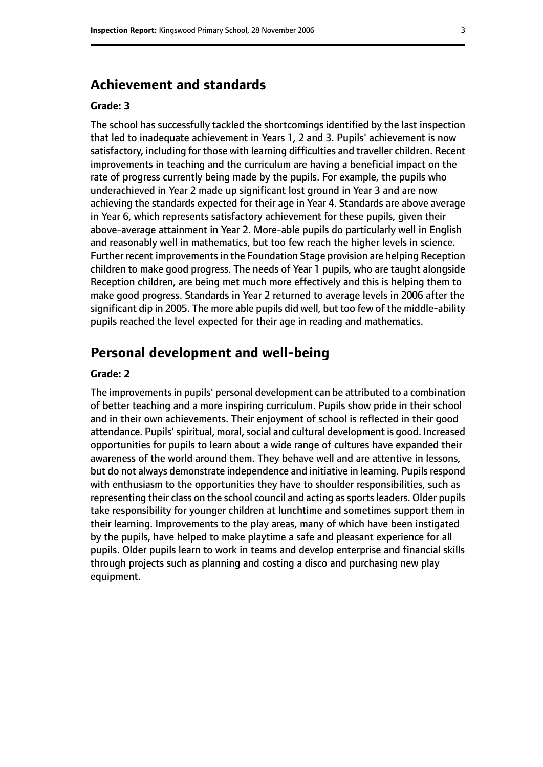## Achievement and standards

**Grade: 3**

The school has successfully tackled the shortcomings identified by the last inspection that led to inadequate achievement in Years 1, 2 and 3. Pupils' achievement is now satisfactory, including for those with learning difficulties and traveller children. Recent improvements in teaching and the curriculum are having a beneficial impact on the rate of progress currently being made by the pupils. For example, the pupils who underachieved in Year 2 made up significant lost ground in Year 3 and are now achieving the standards expected for their age in Year 4. Standards are above average in Year 6, which represents satisfactory achievement for these pupils, given their above-average attainment in Year 2. More-able pupils do particularly well in English and reasonably well in mathematics, but too few reach the higher levels in science. Further recent improvements in the Foundation Stage provision are helping Reception children to make good progress. The needs of Year 1 pupils, who are taught alongside Reception children, are being met much more effectively and this is helping them to make good progress. Standards in Year 2 returned to average levels in 2006 after the significant dip in 2005. The more able pupils did well, but too few of the middle-ability pupils reached the level expected for their age in reading and mathematics.

## Personal development and well-being

**Grade: 2**

The improvements in pupils' personal development can be attributed to a combination of better teaching and a more inspiring curriculum. Pupils show pride in their school and in their own achievements. Their enjoyment of school is reflected in their good attendance. Pupils' spiritual, moral, social and cultural development is good. Increased opportunities for pupils to learn about a wide range of cultures have expanded their awareness of the world around them. They behave well and are attentive in lessons, but do not always demonstrate independence and initiative in learning. Pupils respond with enthusiasm to the opportunities they have to shoulder responsibilities, such as representing their class on the school council and acting as sports leaders. Older pupils take responsibility for younger children at lunchtime and sometimes support them in their learning. Improvements to the play areas, many of which have been instigated by the pupils, have helped to make playtime a safe and pleasant experience for all pupils. Older pupils learn to work in teams and develop enterprise and financial skills through projects such as planning and costing a disco and purchasing new play equipment.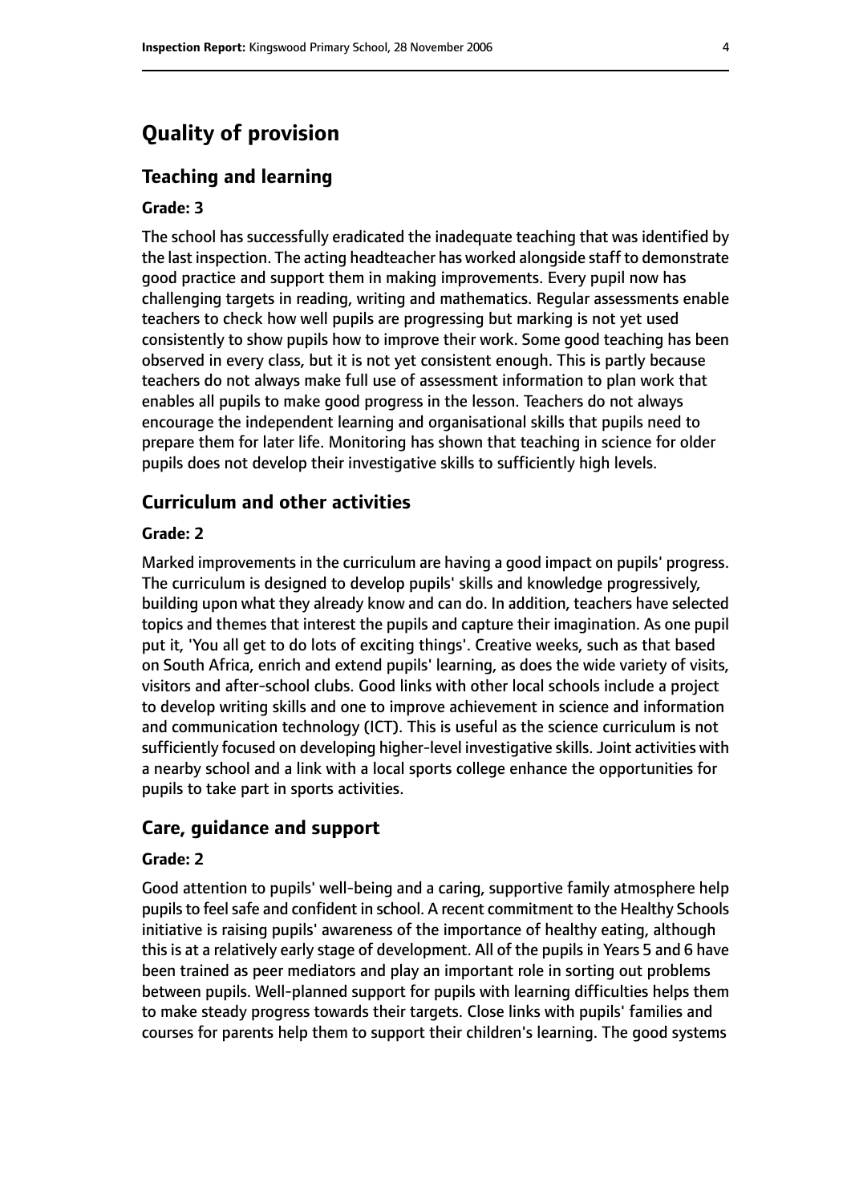# Quality of provision

## Teaching and learning

### Grade: 3

The school has successfully eradicated the inadequate teaching that was identified by the last inspection. The acting headteacher has worked alongside staff to demonstrate good practice and support them in making improvements. Every pupil now has challenging targets in reading, writing and mathematics. Regular assessments enable teachers to check how well pupils are progressing but marking is not yet used consistently to show pupils how to improve their work. Some good teaching has been observed in every class, but it is not yet consistent enough. This is partly because teachers do not always make full use of assessment information to plan work that enables all pupils to make good progress in the lesson. Teachers do not always encourage the independent learning and organisational skills that pupils need to prepare them for later life. Monitoring has shown that teaching in science for older pupils does not develop their investigative skills to sufficiently high levels.

## Curriculum and other activities

### Grade: 2

Marked improvements in the curriculum are having a good impact on pupils' progress. The curriculum is designed to develop pupils' skills and knowledge progressively, building upon what they already know and can do. In addition, teachers have selected topics and themes that interest the pupils and capture their imagination. As one pupil put it, 'You all get to do lots of exciting things'. Creative weeks, such as that based on South Africa, enrich and extend pupils' learning, as does the wide variety of visits, visitors and after-school clubs. Good links with other local schools include a project to develop writing skills and one to improve achievement in science and information and communication technology (ICT). This is useful as the science curriculum is not sufficiently focused on developing higher-level investigative skills. Joint activities with a nearby school and a link with a local sports college enhance the opportunities for pupils to take part in sports activities.

## Care, guidance and support

### Grade: 2

Good attention to pupils' well-being and a caring, supportive family atmosphere help pupils to feel safe and confident in school. A recent commitment to the Healthy Schools initiative is raising pupils' awareness of the importance of healthy eating, although this is at a relatively early stage of development. All of the pupils in Years 5 and 6 have been trained as peer mediators and play an important role in sorting out problems between pupils. Well-planned support for pupils with learning difficulties helps them to make steady progress towards their targets. Close links with pupils' families and courses for parents help them to support their children's learning. The good systems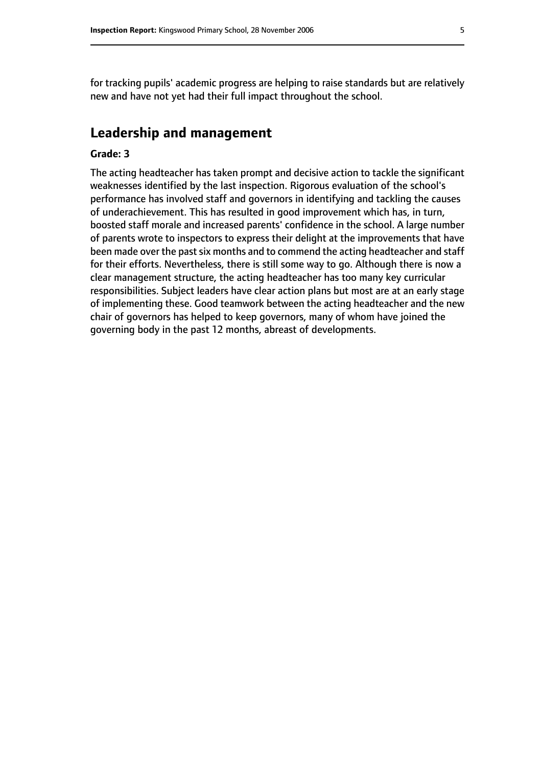for tracking pupils' academic progress are helping to raise standards but are relatively new and have not yet had their full impact throughout the school.

## Leadership and management

**Grade: 3**

The acting headteacher has taken prompt and decisive action to tackle the significant weaknesses identified by the last inspection. Rigorous evaluation of the school's performance has involved staff and governors in identifying and tackling the causes of underachievement. This has resulted in good improvement which has, in turn, boosted staff morale and increased parents' confidence in the school. A large number of parents wrote to inspectors to express their delight at the improvements that have been made over the past six months and to commend the acting headteacher and staff for their efforts. Nevertheless, there is still some way to go. Although there is now a clear management structure, the acting headteacher has too many key curricular responsibilities. Subject leaders have clear action plans but most are at an early stage of implementing these. Good teamwork between the acting headteacher and the new chair of governors has helped to keep governors, many of whom have joined the governing body in the past 12 months, abreast of developments.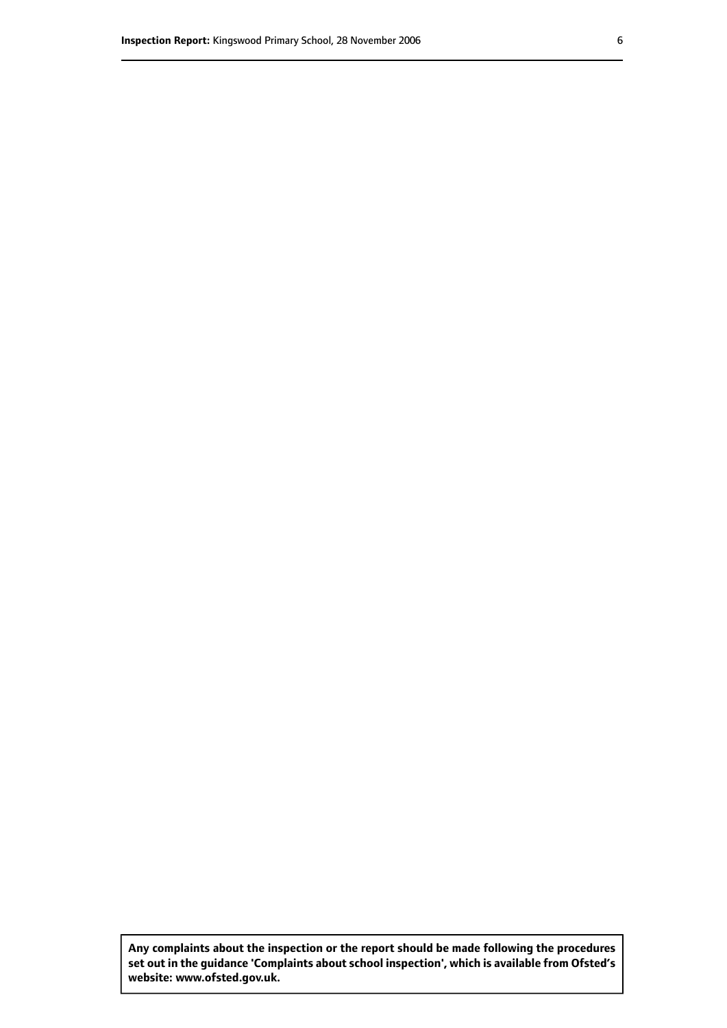**Any complaints about the inspection or the report should be made following the procedures set out in the guidance 'Complaints about school inspection', which is available from Ofsted's website: www.ofsted.gov.uk.**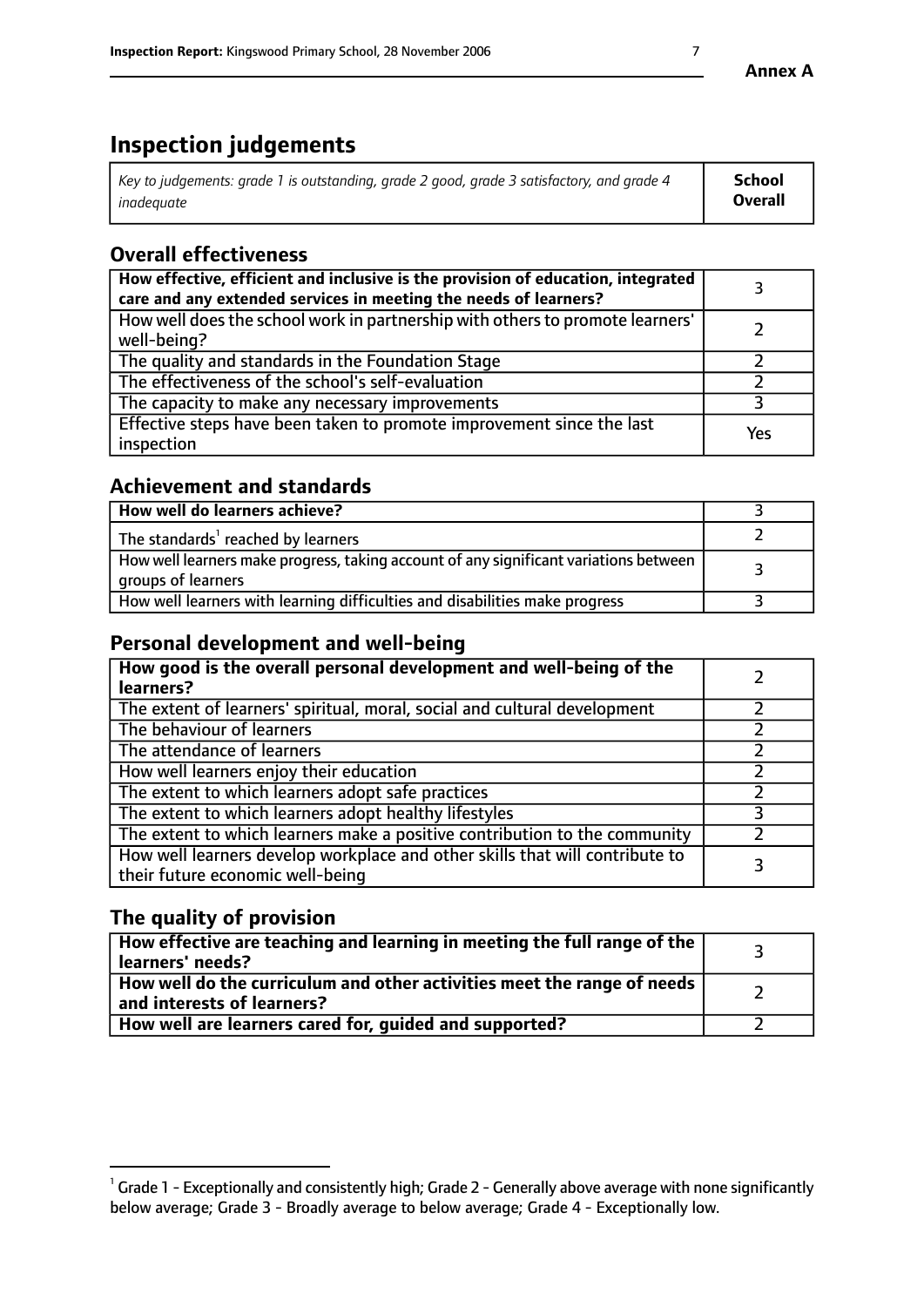**Annex A**

# Inspection judgements

| *Key to judgements: grade 1 is outstanding, grade 2 good, grade 3 satisfactory, and grade 4 inadequate* | **School Overall** |
|---|---|

## Overall effectiveness

| | |
|---|---|
| **How effective, efficient and inclusive is the provision of education, integrated care and any extended services in meeting the needs of learners?** | 3 |
| How well does the school work in partnership with others to promote learners' well-being? | 2 |
| The quality and standards in the Foundation Stage | 2 |
| The effectiveness of the school's self-evaluation | 2 |
| The capacity to make any necessary improvements | 3 |
| Effective steps have been taken to promote improvement since the last inspection | Yes |

## Achievement and standards

| | |
|---|---|
| **How well do learners achieve?** | 3 |
| The standards[1] reached by learners | 2 |
| How well learners make progress, taking account of any significant variations between groups of learners | 3 |
| How well learners with learning difficulties and disabilities make progress | 3 |

## Personal development and well-being

| | |
|---|---|
| **How good is the overall personal development and well-being of the learners?** | 2 |
| The extent of learners' spiritual, moral, social and cultural development | 2 |
| The behaviour of learners | 2 |
| The attendance of learners | 2 |
| How well learners enjoy their education | 2 |
| The extent to which learners adopt safe practices | 2 |
| The extent to which learners adopt healthy lifestyles | 3 |
| The extent to which learners make a positive contribution to the community | 2 |
| How well learners develop workplace and other skills that will contribute to their future economic well-being | 3 |

## The quality of provision

| | |
|---|---|
| **How effective are teaching and learning in meeting the full range of the learners' needs?** | 3 |
| **How well do the curriculum and other activities meet the range of needs and interests of learners?** | 2 |
| **How well are learners cared for, guided and supported?** | 2 |

[1] Grade 1 - Exceptionally and consistently high; Grade 2 - Generally above average with none significantly below average; Grade 3 - Broadly average to below average; Grade 4 - Exceptionally low.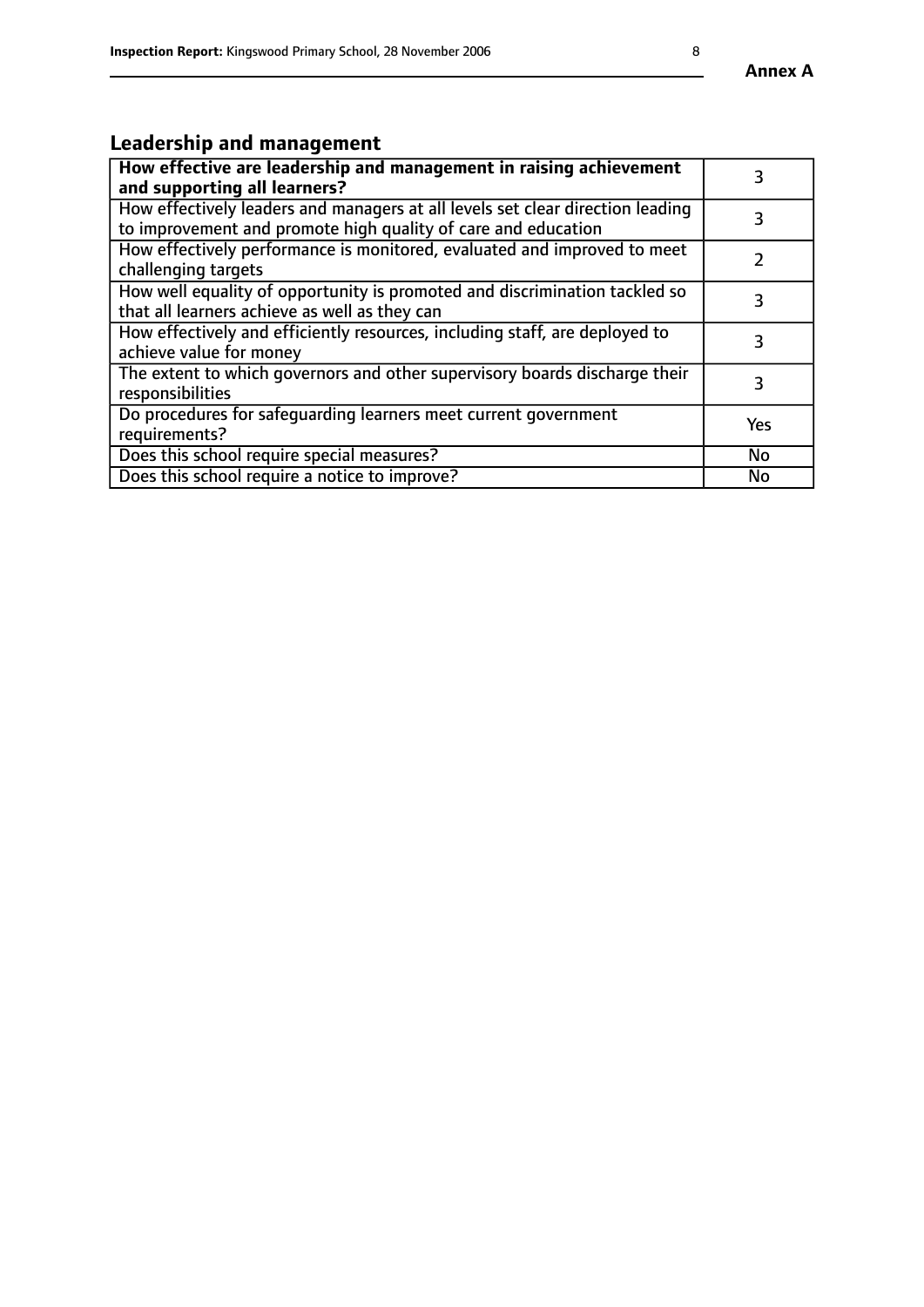## Leadership and management

| | |
|---|---|
| **How effective are leadership and management in raising achievement and supporting all learners?** | 3 |
| How effectively leaders and managers at all levels set clear direction leading to improvement and promote high quality of care and education | 3 |
| How effectively performance is monitored, evaluated and improved to meet challenging targets | 2 |
| How well equality of opportunity is promoted and discrimination tackled so that all learners achieve as well as they can | 3 |
| How effectively and efficiently resources, including staff, are deployed to achieve value for money | 3 |
| The extent to which governors and other supervisory boards discharge their responsibilities | 3 |
| Do procedures for safeguarding learners meet current government requirements? | Yes |
| Does this school require special measures? | No |
| Does this school require a notice to improve? | No |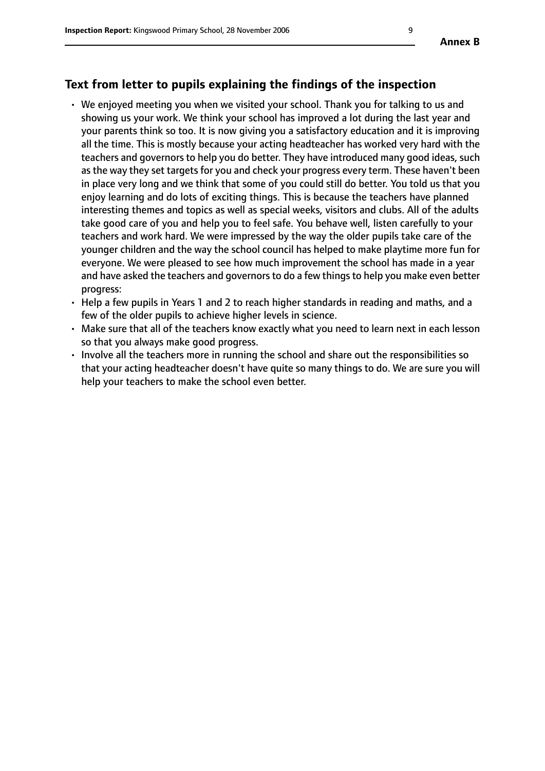## Text from letter to pupils explaining the findings of the inspection

- We enjoyed meeting you when we visited your school. Thank you for talking to us and showing us your work. We think your school has improved a lot during the last year and your parents think so too. It is now giving you a satisfactory education and it is improving all the time. This is mostly because your acting headteacher has worked very hard with the teachers and governors to help you do better. They have introduced many good ideas, such as the way they set targets for you and check your progress every term. These haven't been in place very long and we think that some of you could still do better. You told us that you enjoy learning and do lots of exciting things. This is because the teachers have planned interesting themes and topics as well as special weeks, visitors and clubs. All of the adults take good care of you and help you to feel safe. You behave well, listen carefully to your teachers and work hard. We were impressed by the way the older pupils take care of the younger children and the way the school council has helped to make playtime more fun for everyone. We were pleased to see how much improvement the school has made in a year and have asked the teachers and governors to do a few things to help you make even better progress:
- Help a few pupils in Years 1 and 2 to reach higher standards in reading and maths, and a few of the older pupils to achieve higher levels in science.
- Make sure that all of the teachers know exactly what you need to learn next in each lesson so that you always make good progress.
- Involve all the teachers more in running the school and share out the responsibilities so that your acting headteacher doesn't have quite so many things to do. We are sure you will help your teachers to make the school even better.